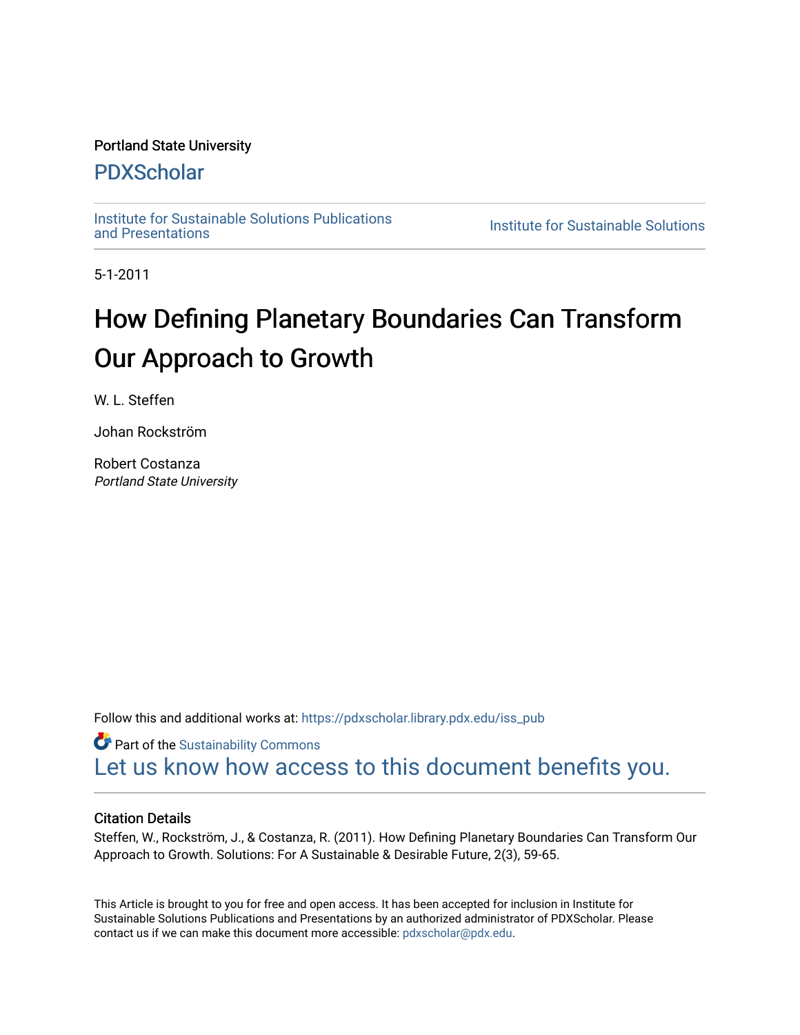Portland State University

# PDXScholar

Institute for Sustainable Solutions Publications and Presentations

Institute for Sustainable Solutions

5-1-2011

# How Defining Planetary Boundaries Can Transform Our Approach to Growth

W. L. Steffen

Johan Rockström

Robert Costanza
*Portland State University*

Follow this and additional works at: https://pdxscholar.library.pdx.edu/iss_pub

Part of the Sustainability Commons

Let us know how access to this document benefits you.

### Citation Details

Steffen, W., Rockström, J., & Costanza, R. (2011). How Defining Planetary Boundaries Can Transform Our Approach to Growth. Solutions: For A Sustainable & Desirable Future, 2(3), 59-65.

This Article is brought to you for free and open access. It has been accepted for inclusion in Institute for Sustainable Solutions Publications and Presentations by an authorized administrator of PDXScholar. Please contact us if we can make this document more accessible: pdxscholar@pdx.edu.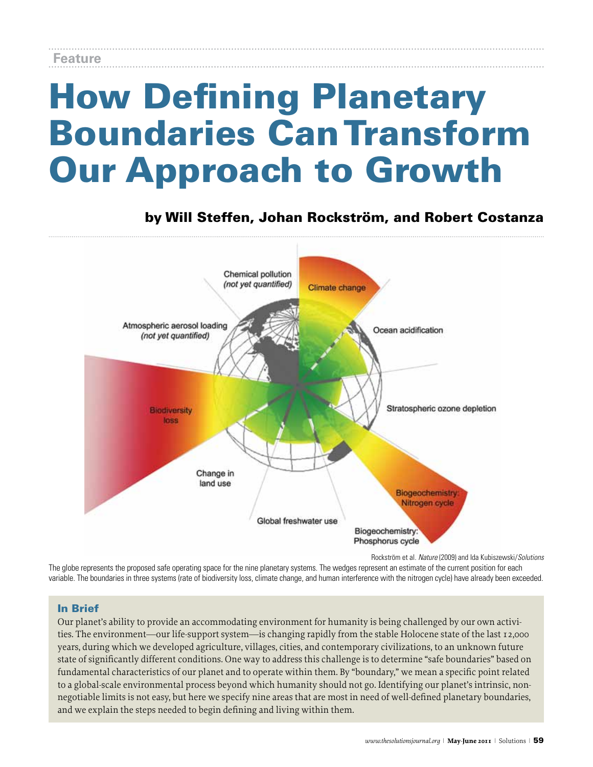Feature

# How Defining Planetary Boundaries Can Transform Our Approach to Growth

### by Will Steffen, Johan Rockström, and Robert Costanza

Rockström et al. *Nature* (2009) and Ida Kubiszewski/*Solutions*

The globe represents the proposed safe operating space for the nine planetary systems. The wedges represent an estimate of the current position for each variable. The boundaries in three systems (rate of biodiversity loss, climate change, and human interference with the nitrogen cycle) have already been exceeded.

## In Brief

Our planet's ability to provide an accommodating environment for humanity is being challenged by our own activities. The environment—our life-support system—is changing rapidly from the stable Holocene state of the last 12,000 years, during which we developed agriculture, villages, cities, and contemporary civilizations, to an unknown future state of significantly different conditions. One way to address this challenge is to determine "safe boundaries" based on fundamental characteristics of our planet and to operate within them. By "boundary," we mean a specific point related to a global-scale environmental process beyond which humanity should not go. Identifying our planet's intrinsic, non-negotiable limits is not easy, but here we specify nine areas that are most in need of well-defined planetary boundaries, and we explain the steps needed to begin defining and living within them.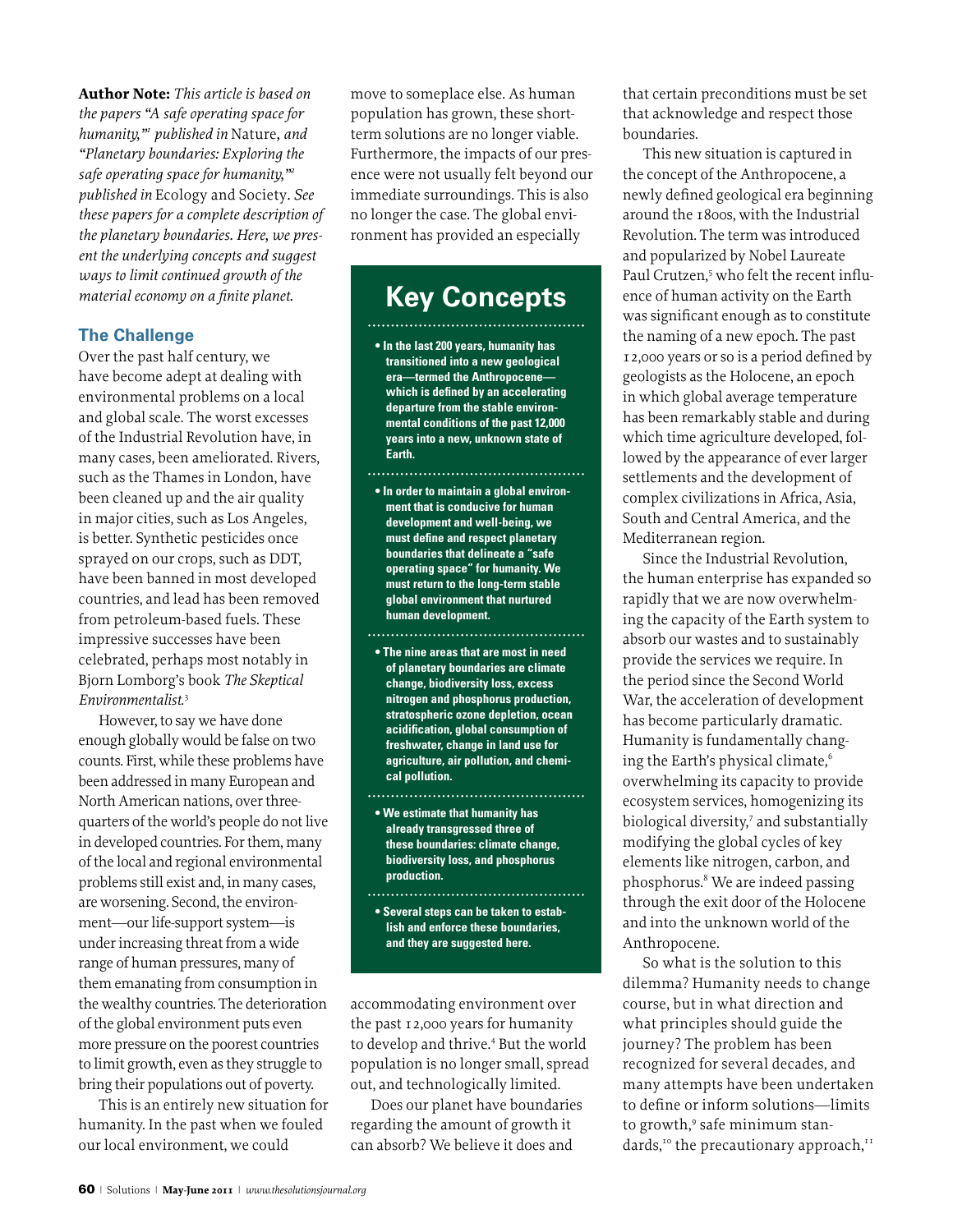**Author Note:** *This article is based on the papers "A safe operating space for humanity,"[1] published in* Nature, *and "Planetary boundaries: Exploring the safe operating space for humanity,"[2] published in* Ecology and Society. *See these papers for a complete description of the planetary boundaries. Here, we present the underlying concepts and suggest ways to limit continued growth of the material economy on a finite planet.*

## The Challenge

Over the past half century, we have become adept at dealing with environmental problems on a local and global scale. The worst excesses of the Industrial Revolution have, in many cases, been ameliorated. Rivers, such as the Thames in London, have been cleaned up and the air quality in major cities, such as Los Angeles, is better. Synthetic pesticides once sprayed on our crops, such as DDT, have been banned in most developed countries, and lead has been removed from petroleum-based fuels. These impressive successes have been celebrated, perhaps most notably in Bjorn Lomborg's book *The Skeptical Environmentalist*.[3]

However, to say we have done enough globally would be false on two counts. First, while these problems have been addressed in many European and North American nations, over three-quarters of the world's people do not live in developed countries. For them, many of the local and regional environmental problems still exist and, in many cases, are worsening. Second, the environment—our life-support system—is under increasing threat from a wide range of human pressures, many of them emanating from consumption in the wealthy countries. The deterioration of the global environment puts even more pressure on the poorest countries to limit growth, even as they struggle to bring their populations out of poverty.

This is an entirely new situation for humanity. In the past when we fouled our local environment, we could move to someplace else. As human population has grown, these short-term solutions are no longer viable. Furthermore, the impacts of our presence were not usually felt beyond our immediate surroundings. This is also no longer the case. The global environment has provided an especially accommodating environment over the past 12,000 years for humanity to develop and thrive.[4] But the world population is no longer small, spread out, and technologically limited.

Does our planet have boundaries regarding the amount of growth it can absorb? We believe it does and that certain preconditions must be set that acknowledge and respect those boundaries.

This new situation is captured in the concept of the Anthropocene, a newly defined geological era beginning around the 1800s, with the Industrial Revolution. The term was introduced and popularized by Nobel Laureate Paul Crutzen,[5] who felt the recent influence of human activity on the Earth was significant enough as to constitute the naming of a new epoch. The past 12,000 years or so is a period defined by geologists as the Holocene, an epoch in which global average temperature has been remarkably stable and during which time agriculture developed, followed by the appearance of ever larger settlements and the development of complex civilizations in Africa, Asia, South and Central America, and the Mediterranean region.

Since the Industrial Revolution, the human enterprise has expanded so rapidly that we are now overwhelming the capacity of the Earth system to absorb our wastes and to sustainably provide the services we require. In the period since the Second World War, the acceleration of development has become particularly dramatic. Humanity is fundamentally changing the Earth's physical climate,[6] overwhelming its capacity to provide ecosystem services, homogenizing its biological diversity,[7] and substantially modifying the global cycles of key elements like nitrogen, carbon, and phosphorus.[8] We are indeed passing through the exit door of the Holocene and into the unknown world of the Anthropocene.

So what is the solution to this dilemma? Humanity needs to change course, but in what direction and what principles should guide the journey? The problem has been recognized for several decades, and many attempts have been undertaken to define or inform solutions—limits to growth,[9] safe minimum standards,[10] the precautionary approach,[11]

## Key Concepts

- **In the last 200 years, humanity has transitioned into a new geological era—termed the Anthropocene—which is defined by an accelerating departure from the stable environmental conditions of the past 12,000 years into a new, unknown state of Earth.**
- **In order to maintain a global environment that is conducive for human development and well-being, we must define and respect planetary boundaries that delineate a "safe operating space" for humanity. We must return to the long-term stable global environment that nurtured human development.**
- **The nine areas that are most in need of planetary boundaries are climate change, biodiversity loss, excess nitrogen and phosphorus production, stratospheric ozone depletion, ocean acidification, global consumption of freshwater, change in land use for agriculture, air pollution, and chemical pollution.**
- **We estimate that humanity has already transgressed three of these boundaries: climate change, biodiversity loss, and phosphorus production.**
- **Several steps can be taken to establish and enforce these boundaries, and they are suggested here.**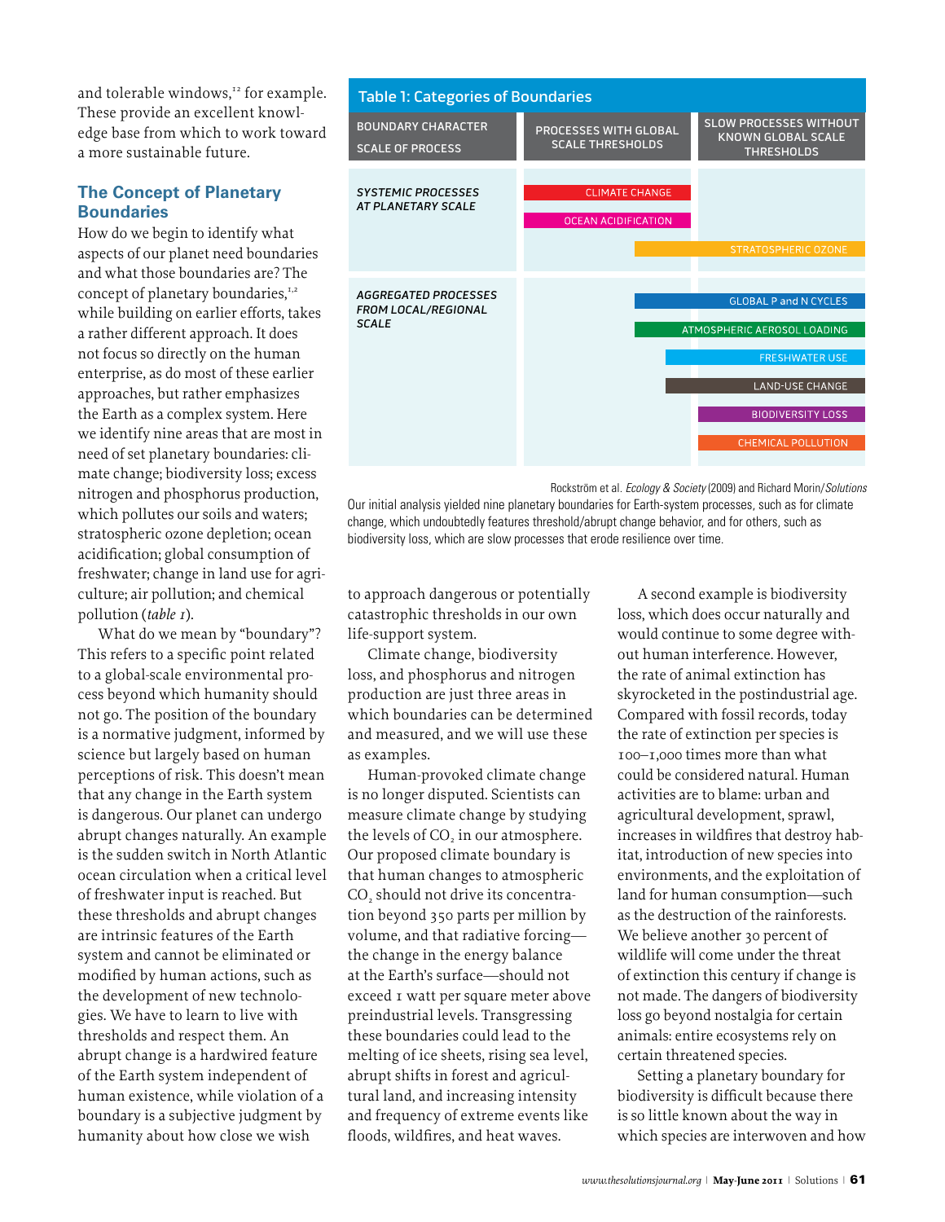and tolerable windows,[12] for example. These provide an excellent knowledge base from which to work toward a more sustainable future.

## The Concept of Planetary Boundaries

How do we begin to identify what aspects of our planet need boundaries and what those boundaries are? The concept of planetary boundaries,[1,2] while building on earlier efforts, takes a rather different approach. It does not focus so directly on the human enterprise, as do most of these earlier approaches, but rather emphasizes the Earth as a complex system. Here we identify nine areas that are most in need of set planetary boundaries: climate change; biodiversity loss; excess nitrogen and phosphorus production, which pollutes our soils and waters; stratospheric ozone depletion; ocean acidification; global consumption of freshwater; change in land use for agriculture; air pollution; and chemical pollution (*table 1*).

**Table 1: Categories of Boundaries**

| BOUNDARY CHARACTER / SCALE OF PROCESS | PROCESSES WITH GLOBAL SCALE THRESHOLDS | SLOW PROCESSES WITHOUT KNOWN GLOBAL SCALE THRESHOLDS |
|---|---|---|
| *SYSTEMIC PROCESSES AT PLANETARY SCALE* | CLIMATE CHANGE | |
| | OCEAN ACIDIFICATION | |
| | STRATOSPHERIC OZONE | STRATOSPHERIC OZONE |
| *AGGREGATED PROCESSES FROM LOCAL/REGIONAL SCALE* | GLOBAL P and N CYCLES | GLOBAL P and N CYCLES |
| | ATMOSPHERIC AEROSOL LOADING | ATMOSPHERIC AEROSOL LOADING |
| | FRESHWATER USE | FRESHWATER USE |
| | LAND-USE CHANGE | LAND-USE CHANGE |
| | | BIODIVERSITY LOSS |
| | | CHEMICAL POLLUTION |

Rockström et al. *Ecology & Society* (2009) and Richard Morin/*Solutions*

Our initial analysis yielded nine planetary boundaries for Earth-system processes, such as for climate change, which undoubtedly features threshold/abrupt change behavior, and for others, such as biodiversity loss, which are slow processes that erode resilience over time.

What do we mean by "boundary"? This refers to a specific point related to a global-scale environmental process beyond which humanity should not go. The position of the boundary is a normative judgment, informed by science but largely based on human perceptions of risk. This doesn't mean that any change in the Earth system is dangerous. Our planet can undergo abrupt changes naturally. An example is the sudden switch in North Atlantic ocean circulation when a critical level of freshwater input is reached. But these thresholds and abrupt changes are intrinsic features of the Earth system and cannot be eliminated or modified by human actions, such as the development of new technologies. We have to learn to live with thresholds and respect them. An abrupt change is a hardwired feature of the Earth system independent of human existence, while violation of a boundary is a subjective judgment by humanity about how close we wish to approach dangerous or potentially catastrophic thresholds in our own life-support system.

Climate change, biodiversity loss, and phosphorus and nitrogen production are just three areas in which boundaries can be determined and measured, and we will use these as examples.

Human-provoked climate change is no longer disputed. Scientists can measure climate change by studying the levels of $CO_2$ in our atmosphere. Our proposed climate boundary is that human changes to atmospheric $CO_2$ should not drive its concentration beyond 350 parts per million by volume, and that radiative forcing—the change in the energy balance at the Earth's surface—should not exceed 1 watt per square meter above preindustrial levels. Transgressing these boundaries could lead to the melting of ice sheets, rising sea level, abrupt shifts in forest and agricultural land, and increasing intensity and frequency of extreme events like floods, wildfires, and heat waves.

A second example is biodiversity loss, which does occur naturally and would continue to some degree without human interference. However, the rate of animal extinction has skyrocketed in the postindustrial age. Compared with fossil records, today the rate of extinction per species is 100–1,000 times more than what could be considered natural. Human activities are to blame: urban and agricultural development, sprawl, increases in wildfires that destroy habitat, introduction of new species into environments, and the exploitation of land for human consumption—such as the destruction of the rainforests. We believe another 30 percent of wildlife will come under the threat of extinction this century if change is not made. The dangers of biodiversity loss go beyond nostalgia for certain animals: entire ecosystems rely on certain threatened species.

Setting a planetary boundary for biodiversity is difficult because there is so little known about the way in which species are interwoven and how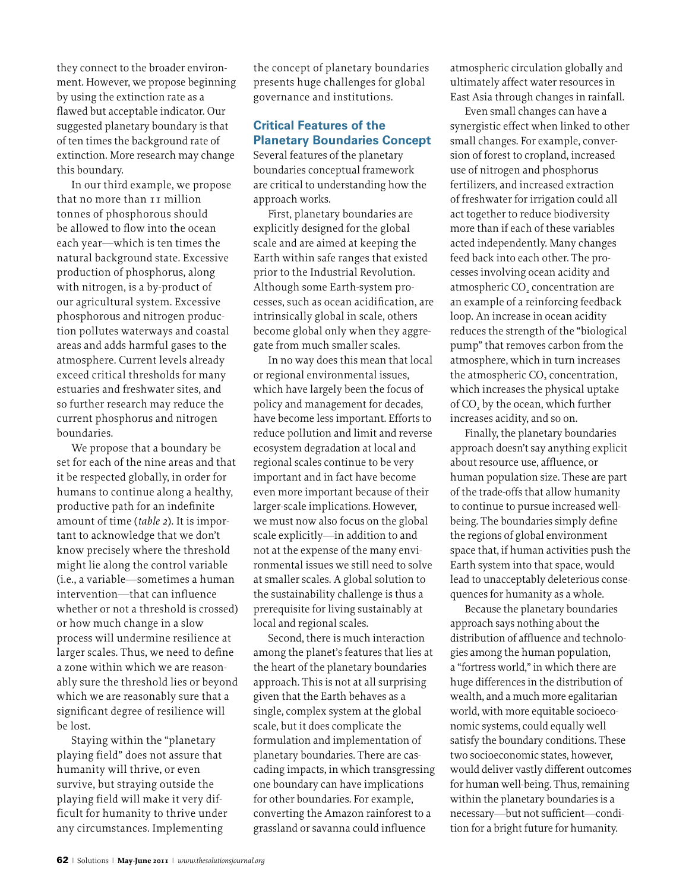they connect to the broader environment. However, we propose beginning by using the extinction rate as a flawed but acceptable indicator. Our suggested planetary boundary is that of ten times the background rate of extinction. More research may change this boundary.

In our third example, we propose that no more than 11 million tonnes of phosphorous should be allowed to flow into the ocean each year—which is ten times the natural background state. Excessive production of phosphorus, along with nitrogen, is a by-product of our agricultural system. Excessive phosphorous and nitrogen production pollutes waterways and coastal areas and adds harmful gases to the atmosphere. Current levels already exceed critical thresholds for many estuaries and freshwater sites, and so further research may reduce the current phosphorus and nitrogen boundaries.

We propose that a boundary be set for each of the nine areas and that it be respected globally, in order for humans to continue along a healthy, productive path for an indefinite amount of time (*table 2*). It is important to acknowledge that we don't know precisely where the threshold might lie along the control variable (i.e., a variable—sometimes a human intervention—that can influence whether or not a threshold is crossed) or how much change in a slow process will undermine resilience at larger scales. Thus, we need to define a zone within which we are reasonably sure the threshold lies or beyond which we are reasonably sure that a significant degree of resilience will be lost.

Staying within the "planetary playing field" does not assure that humanity will thrive, or even survive, but straying outside the playing field will make it very difficult for humanity to thrive under any circumstances. Implementing the concept of planetary boundaries presents huge challenges for global governance and institutions.

## Critical Features of the Planetary Boundaries Concept

Several features of the planetary boundaries conceptual framework are critical to understanding how the approach works.

First, planetary boundaries are explicitly designed for the global scale and are aimed at keeping the Earth within safe ranges that existed prior to the Industrial Revolution. Although some Earth-system processes, such as ocean acidification, are intrinsically global in scale, others become global only when they aggregate from much smaller scales.

In no way does this mean that local or regional environmental issues, which have largely been the focus of policy and management for decades, have become less important. Efforts to reduce pollution and limit and reverse ecosystem degradation at local and regional scales continue to be very important and in fact have become even more important because of their larger-scale implications. However, we must now also focus on the global scale explicitly—in addition to and not at the expense of the many environmental issues we still need to solve at smaller scales. A global solution to the sustainability challenge is thus a prerequisite for living sustainably at local and regional scales.

Second, there is much interaction among the planet's features that lies at the heart of the planetary boundaries approach. This is not at all surprising given that the Earth behaves as a single, complex system at the global scale, but it does complicate the formulation and implementation of planetary boundaries. There are cascading impacts, in which transgressing one boundary can have implications for other boundaries. For example, converting the Amazon rainforest to a grassland or savanna could influence atmospheric circulation globally and ultimately affect water resources in East Asia through changes in rainfall.

Even small changes can have a synergistic effect when linked to other small changes. For example, conversion of forest to cropland, increased use of nitrogen and phosphorus fertilizers, and increased extraction of freshwater for irrigation could all act together to reduce biodiversity more than if each of these variables acted independently. Many changes feed back into each other. The processes involving ocean acidity and atmospheric $CO_2$ concentration are an example of a reinforcing feedback loop. An increase in ocean acidity reduces the strength of the "biological pump" that removes carbon from the atmosphere, which in turn increases the atmospheric $CO_2$ concentration, which increases the physical uptake of $CO_2$ by the ocean, which further increases acidity, and so on.

Finally, the planetary boundaries approach doesn't say anything explicit about resource use, affluence, or human population size. These are part of the trade-offs that allow humanity to continue to pursue increased well-being. The boundaries simply define the regions of global environment space that, if human activities push the Earth system into that space, would lead to unacceptably deleterious consequences for humanity as a whole.

Because the planetary boundaries approach says nothing about the distribution of affluence and technologies among the human population, a "fortress world," in which there are huge differences in the distribution of wealth, and a much more egalitarian world, with more equitable socioeconomic systems, could equally well satisfy the boundary conditions. These two socioeconomic states, however, would deliver vastly different outcomes for human well-being. Thus, remaining within the planetary boundaries is a necessary—but not sufficient—condition for a bright future for humanity.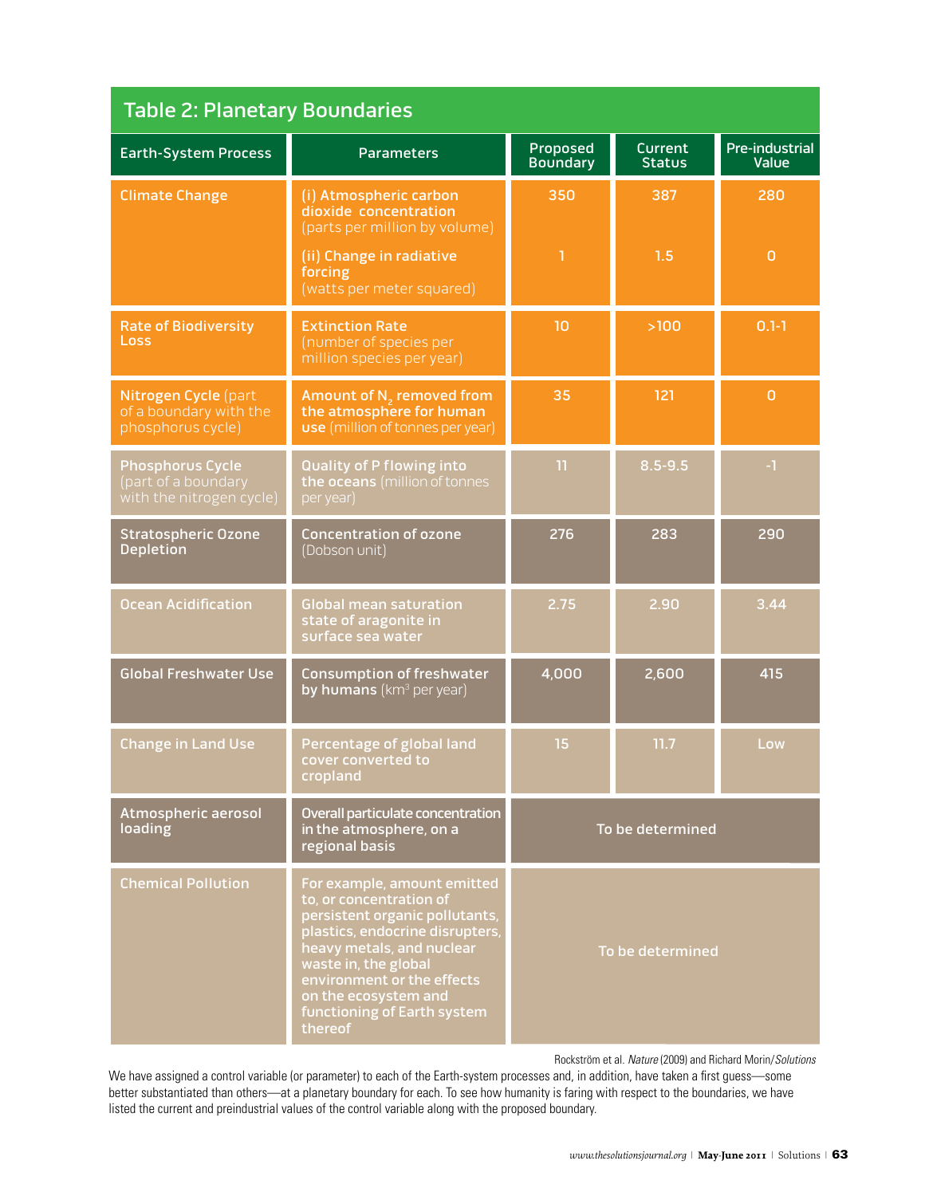## Table 2: Planetary Boundaries

| Earth-System Process | Parameters | Proposed Boundary | Current Status | Pre-industrial Value |
|---|---|---|---|---|
| Climate Change | (i) Atmospheric carbon dioxide concentration (parts per million by volume) | 350 | 387 | 280 |
| | (ii) Change in radiative forcing (watts per meter squared) | 1 | 1.5 | 0 |
| Rate of Biodiversity Loss | Extinction Rate (number of species per million species per year) | 10 | >100 | 0.1-1 |
| Nitrogen Cycle (part of a boundary with the phosphorus cycle) | Amount of $N_2$ removed from the atmosphere for human use (million of tonnes per year) | 35 | 121 | 0 |
| Phosphorus Cycle (part of a boundary with the nitrogen cycle) | Quality of P flowing into the oceans (million of tonnes per year) | 11 | 8.5-9.5 | -1 |
| Stratospheric Ozone Depletion | Concentration of ozone (Dobson unit) | 276 | 283 | 290 |
| Ocean Acidification | Global mean saturation state of aragonite in surface sea water | 2.75 | 2.90 | 3.44 |
| Global Freshwater Use | Consumption of freshwater by humans (km$^3$ per year) | 4,000 | 2,600 | 415 |
| Change in Land Use | Percentage of global land cover converted to cropland | 15 | 11.7 | Low |
| Atmospheric aerosol loading | Overall particulate concentration in the atmosphere, on a regional basis | To be determined | | |
| Chemical Pollution | For example, amount emitted to, or concentration of persistent organic pollutants, plastics, endocrine disrupters, heavy metals, and nuclear waste in, the global environment or the effects on the ecosystem and functioning of Earth system thereof | To be determined | | |

Rockström et al. *Nature* (2009) and Richard Morin/*Solutions*

We have assigned a control variable (or parameter) to each of the Earth-system processes and, in addition, have taken a first guess—some better substantiated than others—at a planetary boundary for each. To see how humanity is faring with respect to the boundaries, we have listed the current and preindustrial values of the control variable along with the proposed boundary.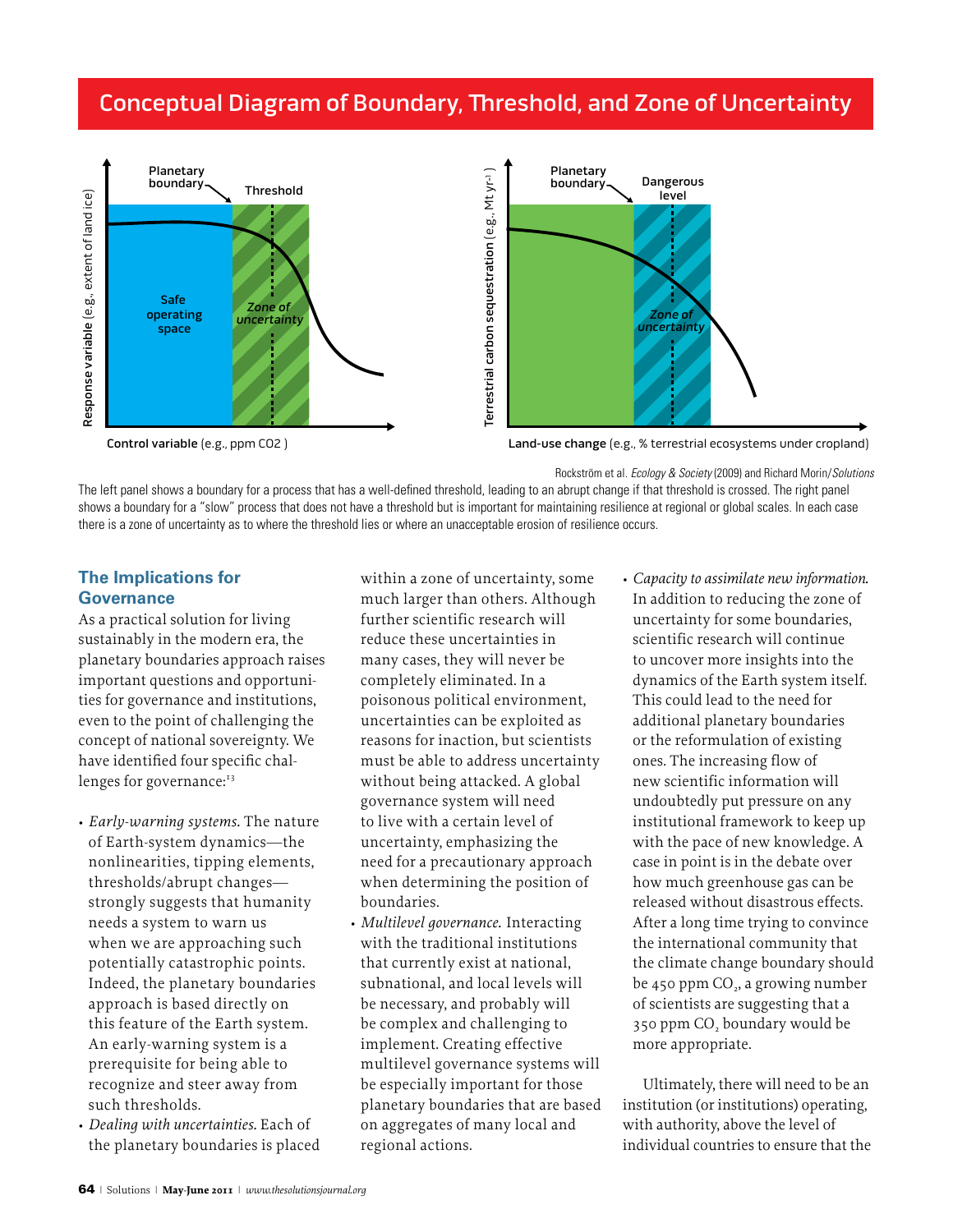## Conceptual Diagram of Boundary, Threshold, and Zone of Uncertainty

Rockström et al. *Ecology & Society* (2009) and Richard Morin/*Solutions*

The left panel shows a boundary for a process that has a well-defined threshold, leading to an abrupt change if that threshold is crossed. The right panel shows a boundary for a "slow" process that does not have a threshold but is important for maintaining resilience at regional or global scales. In each case there is a zone of uncertainty as to where the threshold lies or where an unacceptable erosion of resilience occurs.

### The Implications for Governance

As a practical solution for living sustainably in the modern era, the planetary boundaries approach raises important questions and opportunities for governance and institutions, even to the point of challenging the concept of national sovereignty. We have identified four specific challenges for governance:[13]

- *Early-warning systems.* The nature of Earth-system dynamics—the nonlinearities, tipping elements, thresholds/abrupt changes—strongly suggests that humanity needs a system to warn us when we are approaching such potentially catastrophic points. Indeed, the planetary boundaries approach is based directly on this feature of the Earth system. An early-warning system is a prerequisite for being able to recognize and steer away from such thresholds.
- *Dealing with uncertainties.* Each of the planetary boundaries is placed within a zone of uncertainty, some much larger than others. Although further scientific research will reduce these uncertainties in many cases, they will never be completely eliminated. In a poisonous political environment, uncertainties can be exploited as reasons for inaction, but scientists must be able to address uncertainty without being attacked. A global governance system will need to live with a certain level of uncertainty, emphasizing the need for a precautionary approach when determining the position of boundaries.
- *Multilevel governance.* Interacting with the traditional institutions that currently exist at national, subnational, and local levels will be necessary, and probably will be complex and challenging to implement. Creating effective multilevel governance systems will be especially important for those planetary boundaries that are based on aggregates of many local and regional actions.
- *Capacity to assimilate new information.* In addition to reducing the zone of uncertainty for some boundaries, scientific research will continue to uncover more insights into the dynamics of the Earth system itself. This could lead to the need for additional planetary boundaries or the reformulation of existing ones. The increasing flow of new scientific information will undoubtedly put pressure on any institutional framework to keep up with the pace of new knowledge. A case in point is in the debate over how much greenhouse gas can be released without disastrous effects. After a long time trying to convince the international community that the climate change boundary should be 450 ppm $CO_2$, a growing number of scientists are suggesting that a 350 ppm $CO_2$ boundary would be more appropriate.

Ultimately, there will need to be an institution (or institutions) operating, with authority, above the level of individual countries to ensure that the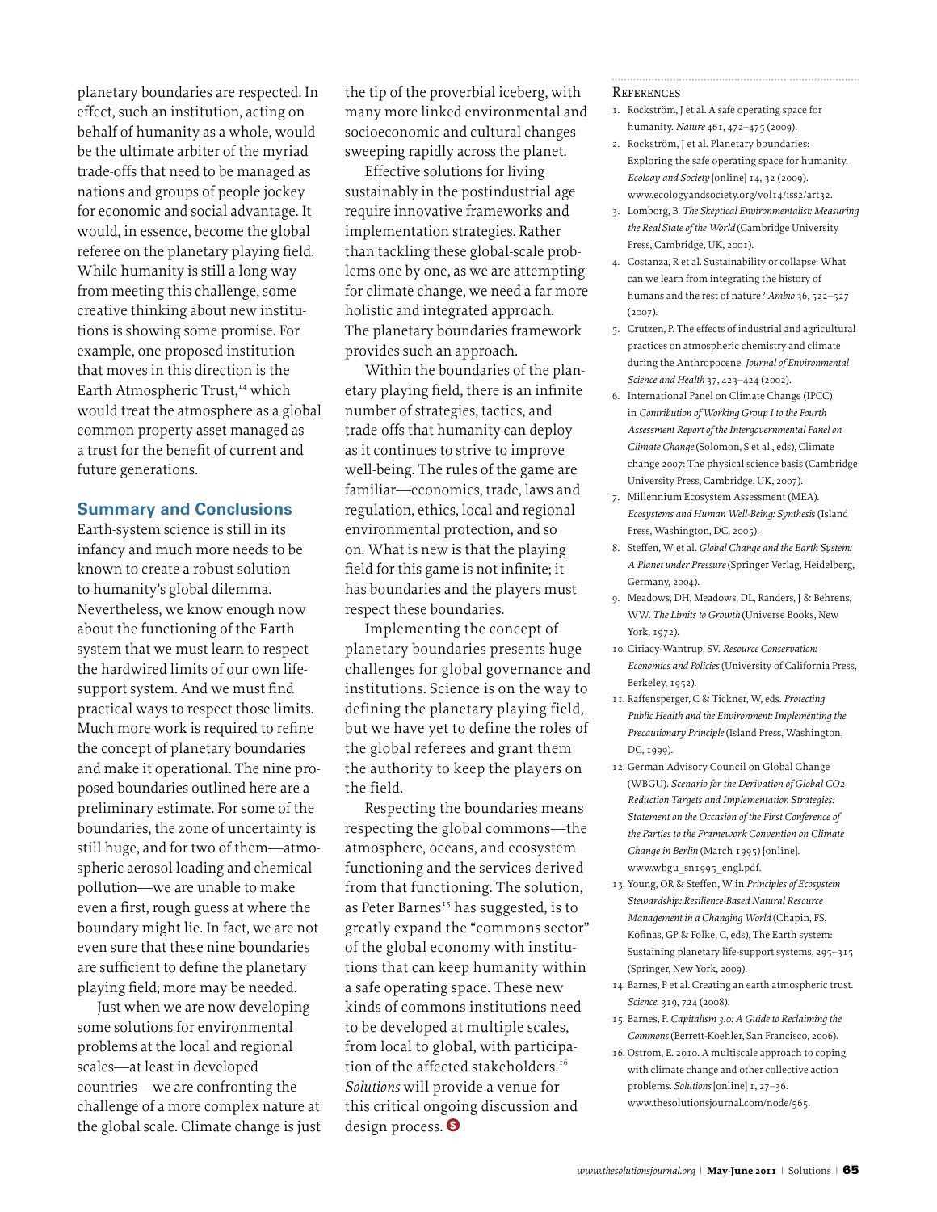planetary boundaries are respected. In effect, such an institution, acting on behalf of humanity as a whole, would be the ultimate arbiter of the myriad trade-offs that need to be managed as nations and groups of people jockey for economic and social advantage. It would, in essence, become the global referee on the planetary playing field. While humanity is still a long way from meeting this challenge, some creative thinking about new institutions is showing some promise. For example, one proposed institution that moves in this direction is the Earth Atmospheric Trust,[14] which would treat the atmosphere as a global common property asset managed as a trust for the benefit of current and future generations.

## Summary and Conclusions

Earth-system science is still in its infancy and much more needs to be known to create a robust solution to humanity's global dilemma. Nevertheless, we know enough now about the functioning of the Earth system that we must learn to respect the hardwired limits of our own life-support system. And we must find practical ways to respect those limits. Much more work is required to refine the concept of planetary boundaries and make it operational. The nine proposed boundaries outlined here are a preliminary estimate. For some of the boundaries, the zone of uncertainty is still huge, and for two of them—atmospheric aerosol loading and chemical pollution—we are unable to make even a first, rough guess at where the boundary might lie. In fact, we are not even sure that these nine boundaries are sufficient to define the planetary playing field; more may be needed.

Just when we are now developing some solutions for environmental problems at the local and regional scales—at least in developed countries—we are confronting the challenge of a more complex nature at the global scale. Climate change is just the tip of the proverbial iceberg, with many more linked environmental and socioeconomic and cultural changes sweeping rapidly across the planet.

Effective solutions for living sustainably in the postindustrial age require innovative frameworks and implementation strategies. Rather than tackling these global-scale problems one by one, as we are attempting for climate change, we need a far more holistic and integrated approach. The planetary boundaries framework provides such an approach.

Within the boundaries of the planetary playing field, there is an infinite number of strategies, tactics, and trade-offs that humanity can deploy as it continues to strive to improve well-being. The rules of the game are familiar—economics, trade, laws and regulation, ethics, local and regional environmental protection, and so on. What is new is that the playing field for this game is not infinite; it has boundaries and the players must respect these boundaries.

Implementing the concept of planetary boundaries presents huge challenges for global governance and institutions. Science is on the way to defining the planetary playing field, but we have yet to define the roles of the global referees and grant them the authority to keep the players on the field.

Respecting the boundaries means respecting the global commons—the atmosphere, oceans, and ecosystem functioning and the services derived from that functioning. The solution, as Peter Barnes[15] has suggested, is to greatly expand the "commons sector" of the global economy with institutions that can keep humanity within a safe operating space. These new kinds of commons institutions need to be developed at multiple scales, from local to global, with participation of the affected stakeholders.[16] *Solutions* will provide a venue for this critical ongoing discussion and design process.

## References

1. Rockström, J et al. A safe operating space for humanity. *Nature* 461, 472–475 (2009).
2. Rockström, J et al. Planetary boundaries: Exploring the safe operating space for humanity. *Ecology and Society* [online] 14, 32 (2009). www.ecologyandsociety.org/vol14/iss2/art32.
3. Lomborg, B. *The Skeptical Environmentalist: Measuring the Real State of the World* (Cambridge University Press, Cambridge, UK, 2001).
4. Costanza, R et al. Sustainability or collapse: What can we learn from integrating the history of humans and the rest of nature? *Ambio* 36, 522–527 (2007).
5. Crutzen, P. The effects of industrial and agricultural practices on atmospheric chemistry and climate during the Anthropocene. *Journal of Environmental Science and Health* 37, 423–424 (2002).
6. International Panel on Climate Change (IPCC) in *Contribution of Working Group I to the Fourth Assessment Report of the Intergovernmental Panel on Climate Change* (Solomon, S et al., eds), Climate change 2007: The physical science basis (Cambridge University Press, Cambridge, UK, 2007).
7. Millennium Ecosystem Assessment (MEA). *Ecosystems and Human Well-Being: Synthesis* (Island Press, Washington, DC, 2005).
8. Steffen, W et al. *Global Change and the Earth System: A Planet under Pressure* (Springer Verlag, Heidelberg, Germany, 2004).
9. Meadows, DH, Meadows, DL, Randers, J & Behrens, WW. *The Limits to Growth* (Universe Books, New York, 1972).
10. Ciriacy-Wantrup, SV. *Resource Conservation: Economics and Policies* (University of California Press, Berkeley, 1952).
11. Raffensperger, C & Tickner, W, eds. *Protecting Public Health and the Environment: Implementing the Precautionary Principle* (Island Press, Washington, DC, 1999).
12. German Advisory Council on Global Change (WBGU). *Scenario for the Derivation of Global CO2 Reduction Targets and Implementation Strategies: Statement on the Occasion of the First Conference of the Parties to the Framework Convention on Climate Change in Berlin* (March 1995) [online]. www.wbgu_sn1995_engl.pdf.
13. Young, OR & Steffen, W in *Principles of Ecosystem Stewardship: Resilience-Based Natural Resource Management in a Changing World* (Chapin, FS, Kofinas, GP & Folke, C, eds), The Earth system: Sustaining planetary life-support systems, 295–315 (Springer, New York, 2009).
14. Barnes, P et al. Creating an earth atmospheric trust. *Science.* 319, 724 (2008).
15. Barnes, P. *Capitalism 3.0: A Guide to Reclaiming the Commons* (Berrett-Koehler, San Francisco, 2006).
16. Ostrom, E. 2010. A multiscale approach to coping with climate change and other collective action problems. *Solutions* [online] 1, 27–36. www.thesolutionsjournal.com/node/565.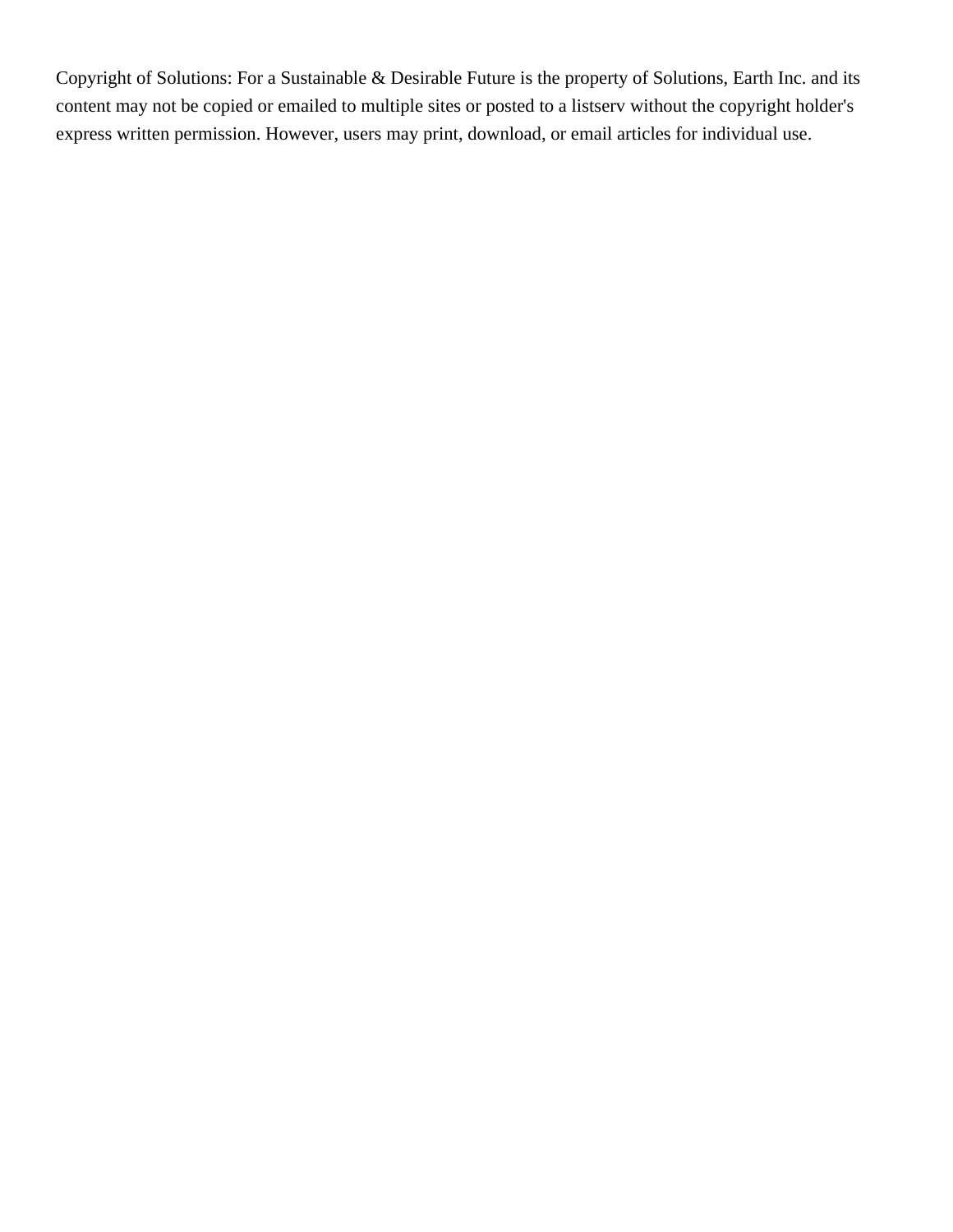Copyright of Solutions: For a Sustainable & Desirable Future is the property of Solutions, Earth Inc. and its content may not be copied or emailed to multiple sites or posted to a listserv without the copyright holder's express written permission. However, users may print, download, or email articles for individual use.